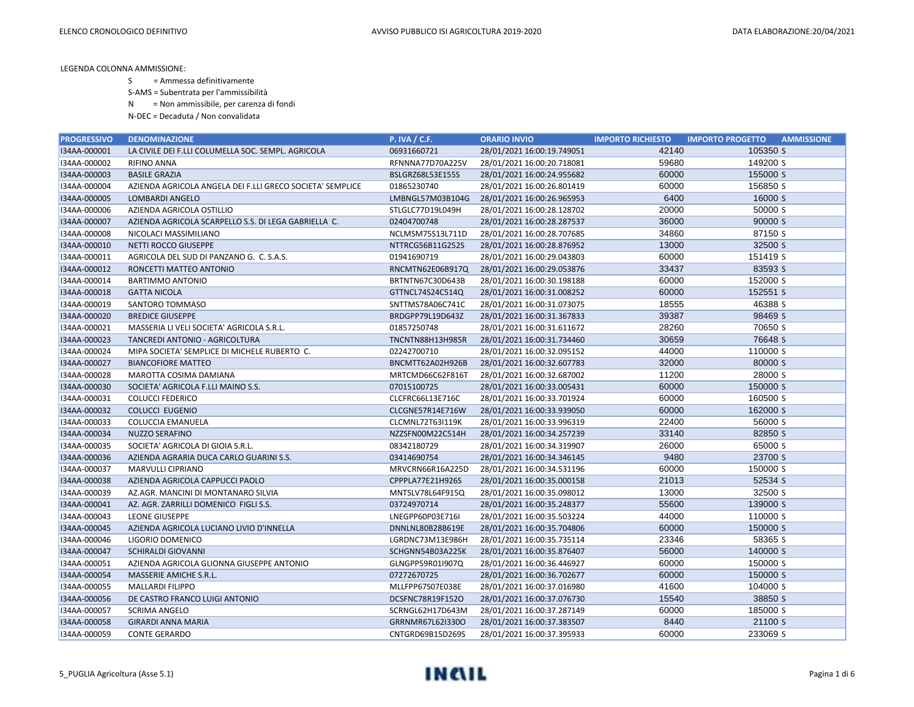LEGENDA COLONNA AMMISSIONE:

- S = Ammessa definitivamente
- S-AMS = Subentrata per l'ammissibilità
- N = Non ammissibile, per carenza di fondi
- N-DEC = Decaduta / Non convalidata

| PROGRESSIVO | DENOMINAZIONE | P. IVA / C.F. | ORARIO INVIO | IMPORTO RICHIESTO | IMPORTO PROGETTO | AMMISSIONE |
|---|---|---|---|---|---|---|
| I34AA-000001 | LA CIVILE DEI F.LLI COLUMELLA SOC. SEMPL. AGRICOLA | 06931660721 | 28/01/2021 16:00:19.749051 | 42140 | 105350 | S |
| I34AA-000002 | RIFINO ANNA | RFNNNA77D70A225V | 28/01/2021 16:00:20.718081 | 59680 | 149200 | S |
| I34AA-000003 | BASILE GRAZIA | BSLGRZ68L53E155S | 28/01/2021 16:00:24.955682 | 60000 | 155000 | S |
| I34AA-000004 | AZIENDA AGRICOLA ANGELA DEI F.LLI GRECO SOCIETA' SEMPLICE | 01865230740 | 28/01/2021 16:00:26.801419 | 60000 | 156850 | S |
| I34AA-000005 | LOMBARDI ANGELO | LMBNGL57M03B104G | 28/01/2021 16:00:26.965953 | 6400 | 16000 | S |
| I34AA-000006 | AZIENDA AGRICOLA OSTILLIO | STLGLC77D19L049H | 28/01/2021 16:00:28.128702 | 20000 | 50000 | S |
| I34AA-000007 | AZIENDA AGRICOLA SCARPELLO S.S. DI LEGA GABRIELLA C. | 02404700748 | 28/01/2021 16:00:28.287537 | 36000 | 90000 | S |
| I34AA-000008 | NICOLACI MASSIMILIANO | NCLMSM75S13L711D | 28/01/2021 16:00:28.707685 | 34860 | 87150 | S |
| I34AA-000010 | NETTI ROCCO GIUSEPPE | NTTRCG56B11G252S | 28/01/2021 16:00:28.876952 | 13000 | 32500 | S |
| I34AA-000011 | AGRICOLA DEL SUD DI PANZANO G. C. S.A.S. | 01941690719 | 28/01/2021 16:00:29.043803 | 60000 | 151419 | S |
| I34AA-000012 | RONCETTI MATTEO ANTONIO | RNCMTN62E06B917Q | 28/01/2021 16:00:29.053876 | 33437 | 83593 | S |
| I34AA-000014 | BARTIMMO ANTONIO | BRTNTN67C30D643B | 28/01/2021 16:00:30.198188 | 60000 | 152000 | S |
| I34AA-000018 | GATTA NICOLA | GTTNCL74S24C514Q | 28/01/2021 16:00:31.008252 | 60000 | 152551 | S |
| I34AA-000019 | SANTORO TOMMASO | SNTTMS78A06C741C | 28/01/2021 16:00:31.073075 | 18555 | 46388 | S |
| I34AA-000020 | BREDICE GIUSEPPE | BRDGPP79L19D643Z | 28/01/2021 16:00:31.367833 | 39387 | 98469 | S |
| I34AA-000021 | MASSERIA LI VELI SOCIETA' AGRICOLA S.R.L. | 01857250748 | 28/01/2021 16:00:31.611672 | 28260 | 70650 | S |
| I34AA-000023 | TANCREDI ANTONIO - AGRICOLTURA | TNCNTN88H13H985R | 28/01/2021 16:00:31.734460 | 30659 | 76648 | S |
| I34AA-000024 | MIPA SOCIETA' SEMPLICE DI MICHELE RUBERTO C. | 02242700710 | 28/01/2021 16:00:32.095152 | 44000 | 110000 | S |
| I34AA-000027 | BIANCOFIORE MATTEO | BNCMTT62A02H926B | 28/01/2021 16:00:32.607783 | 32000 | 80000 | S |
| I34AA-000028 | MAROTTA COSIMA DAMIANA | MRTCMD66C62F816T | 28/01/2021 16:00:32.687002 | 11200 | 28000 | S |
| I34AA-000030 | SOCIETA' AGRICOLA F.LLI MAINO S.S. | 07015100725 | 28/01/2021 16:00:33.005431 | 60000 | 150000 | S |
| I34AA-000031 | COLUCCI FEDERICO | CLCFRC66L13E716C | 28/01/2021 16:00:33.701924 | 60000 | 160500 | S |
| I34AA-000032 | COLUCCI EUGENIO | CLCGNE57R14E716W | 28/01/2021 16:00:33.939050 | 60000 | 162000 | S |
| I34AA-000033 | COLUCCIA EMANUELA | CLCMNL72T63I119K | 28/01/2021 16:00:33.996319 | 22400 | 56000 | S |
| I34AA-000034 | NUZZO SERAFINO | NZZSFN00M22C514H | 28/01/2021 16:00:34.257239 | 33140 | 82850 | S |
| I34AA-000035 | SOCIETA' AGRICOLA DI GIOIA S.R.L. | 08342180729 | 28/01/2021 16:00:34.319907 | 26000 | 65000 | S |
| I34AA-000036 | AZIENDA AGRARIA DUCA CARLO GUARINI S.S. | 03414690754 | 28/01/2021 16:00:34.346145 | 9480 | 23700 | S |
| I34AA-000037 | MARVULLI CIPRIANO | MRVCRN66R16A225D | 28/01/2021 16:00:34.531196 | 60000 | 150000 | S |
| I34AA-000038 | AZIENDA AGRICOLA CAPPUCCI PAOLO | CPPPLA77E21H926S | 28/01/2021 16:00:35.000158 | 21013 | 52534 | S |
| I34AA-000039 | AZ.AGR. MANCINI DI MONTANARO SILVIA | MNTSLV78L64F915Q | 28/01/2021 16:00:35.098012 | 13000 | 32500 | S |
| I34AA-000041 | AZ. AGR. ZARRILLI DOMENICO FIGLI S.S. | 03724970714 | 28/01/2021 16:00:35.248377 | 55600 | 139000 | S |
| I34AA-000043 | LEONE GIUSEPPE | LNEGPP60P03E716I | 28/01/2021 16:00:35.503224 | 44000 | 110000 | S |
| I34AA-000045 | AZIENDA AGRICOLA LUCIANO LIVIO D'INNELLA | DNNLNL80B28B619E | 28/01/2021 16:00:35.704806 | 60000 | 150000 | S |
| I34AA-000046 | LIGORIO DOMENICO | LGRDNC73M13E986H | 28/01/2021 16:00:35.735114 | 23346 | 58365 | S |
| I34AA-000047 | SCHIRALDI GIOVANNI | SCHGNN54B03A225K | 28/01/2021 16:00:35.876407 | 56000 | 140000 | S |
| I34AA-000051 | AZIENDA AGRICOLA GLIONNA GIUSEPPE ANTONIO | GLNGPP59R01I907Q | 28/01/2021 16:00:36.446927 | 60000 | 150000 | S |
| I34AA-000054 | MASSERIE AMICHE S.R.L. | 07272670725 | 28/01/2021 16:00:36.702677 | 60000 | 150000 | S |
| I34AA-000055 | MALLARDI FILIPPO | MLLFPP67S07E038E | 28/01/2021 16:00:37.016980 | 41600 | 104000 | S |
| I34AA-000056 | DE CASTRO FRANCO LUIGI ANTONIO | DCSFNC78R19F152O | 28/01/2021 16:00:37.076730 | 15540 | 38850 | S |
| I34AA-000057 | SCRIMA ANGELO | SCRNGL62H17D643M | 28/01/2021 16:00:37.287149 | 60000 | 185000 | S |
| I34AA-000058 | GIRARDI ANNA MARIA | GRRNMR67L62I330O | 28/01/2021 16:00:37.383507 | 8440 | 21100 | S |
| I34AA-000059 | CONTE GERARDO | CNTGRD69B15D269S | 28/01/2021 16:00:37.395933 | 60000 | 233069 | S |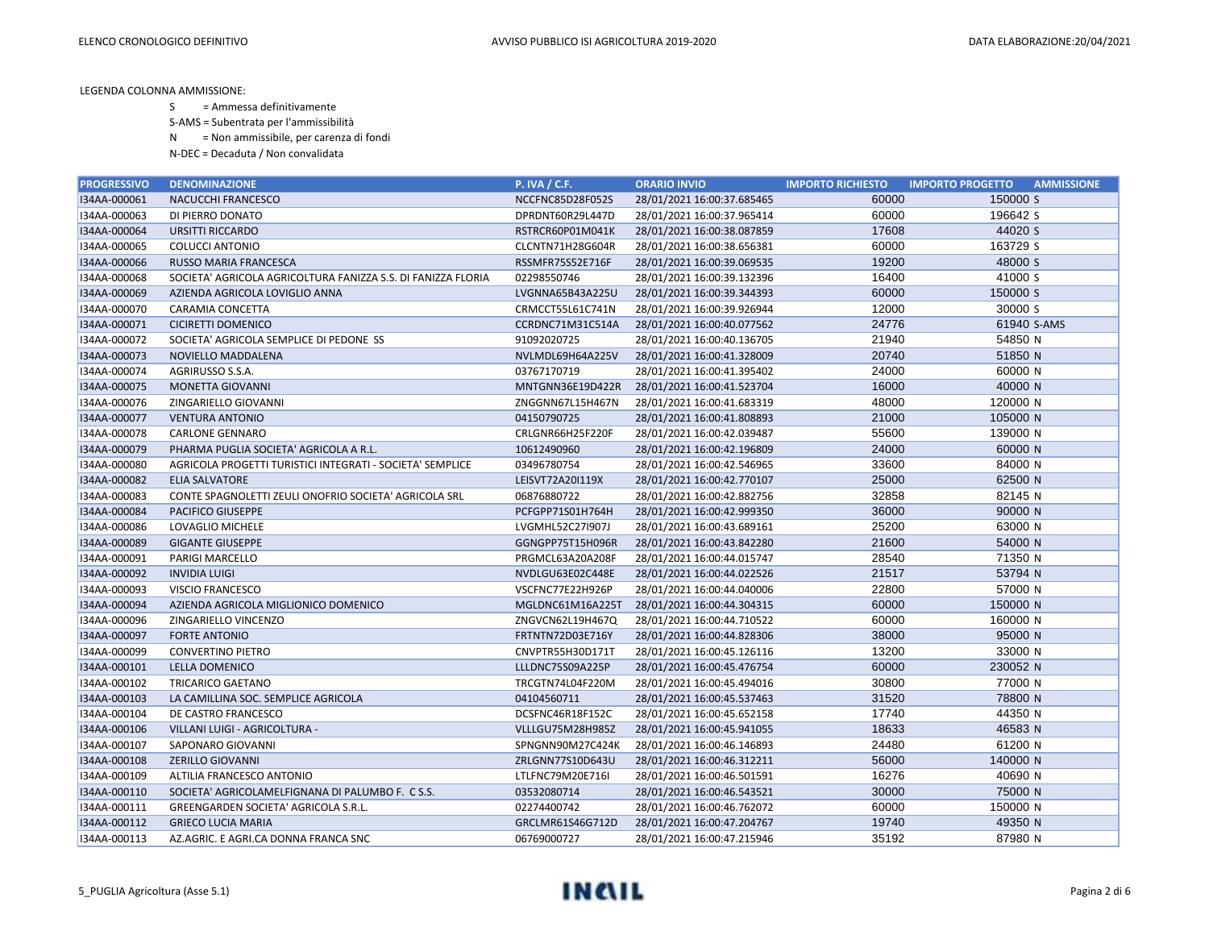LEGENDA COLONNA AMMISSIONE:

S = Ammessa definitivamente

S-AMS = Subentrata per l'ammissibilità

N = Non ammissibile, per carenza di fondi

N-DEC = Decaduta / Non convalidata

| PROGRESSIVO | DENOMINAZIONE | P. IVA / C.F. | ORARIO INVIO | IMPORTO RICHIESTO | IMPORTO PROGETTO | AMMISSIONE |
|---|---|---|---|---|---|---|
| I34AA-000061 | NACUCCHI FRANCESCO | NCCFNC85D28F052S | 28/01/2021 16:00:37.685465 | 60000 | 150000 | S |
| I34AA-000063 | DI PIERRO DONATO | DPRDNT60R29L447D | 28/01/2021 16:00:37.965414 | 60000 | 196642 | S |
| I34AA-000064 | URSITTI RICCARDO | RSTRCR60P01M041K | 28/01/2021 16:00:38.087859 | 17608 | 44020 | S |
| I34AA-000065 | COLUCCI ANTONIO | CLCNTN71H28G604R | 28/01/2021 16:00:38.656381 | 60000 | 163729 | S |
| I34AA-000066 | RUSSO MARIA FRANCESCA | RSSMFR75S52E716F | 28/01/2021 16:00:39.069535 | 19200 | 48000 | S |
| I34AA-000068 | SOCIETA' AGRICOLA AGRICOLTURA FANIZZA S.S. DI FANIZZA FLORIA | 02298550746 | 28/01/2021 16:00:39.132396 | 16400 | 41000 | S |
| I34AA-000069 | AZIENDA AGRICOLA LOVIGLIO ANNA | LVGNNA65B43A225U | 28/01/2021 16:00:39.344393 | 60000 | 150000 | S |
| I34AA-000070 | CARAMIA CONCETTA | CRMCCT55L61C741N | 28/01/2021 16:00:39.926944 | 12000 | 30000 | S |
| I34AA-000071 | CICIRETTI DOMENICO | CCRDNC71M31C514A | 28/01/2021 16:00:40.077562 | 24776 | 61940 | S-AMS |
| I34AA-000072 | SOCIETA' AGRICOLA SEMPLICE DI PEDONE SS | 91092020725 | 28/01/2021 16:00:40.136705 | 21940 | 54850 | N |
| I34AA-000073 | NOVIELLO MADDALENA | NVLMDL69H64A225V | 28/01/2021 16:00:41.328009 | 20740 | 51850 | N |
| I34AA-000074 | AGRIRUSSO S.S.A. | 03767170719 | 28/01/2021 16:00:41.395402 | 24000 | 60000 | N |
| I34AA-000075 | MONETTA GIOVANNI | MNTGNN36E19D422R | 28/01/2021 16:00:41.523704 | 16000 | 40000 | N |
| I34AA-000076 | ZINGARIELLO GIOVANNI | ZNGGNN67L15H467N | 28/01/2021 16:00:41.683319 | 48000 | 120000 | N |
| I34AA-000077 | VENTURA ANTONIO | 04150790725 | 28/01/2021 16:00:41.808893 | 21000 | 105000 | N |
| I34AA-000078 | CARLONE GENNARO | CRLGNR66H25F220F | 28/01/2021 16:00:42.039487 | 55600 | 139000 | N |
| I34AA-000079 | PHARMA PUGLIA SOCIETA' AGRICOLA A R.L. | 10612490960 | 28/01/2021 16:00:42.196809 | 24000 | 60000 | N |
| I34AA-000080 | AGRICOLA PROGETTI TURISTICI INTEGRATI - SOCIETA' SEMPLICE | 03496780754 | 28/01/2021 16:00:42.546965 | 33600 | 84000 | N |
| I34AA-000082 | ELIA SALVATORE | LEISVT72A20I119X | 28/01/2021 16:00:42.770107 | 25000 | 62500 | N |
| I34AA-000083 | CONTE SPAGNOLETTI ZEULI ONOFRIO SOCIETA' AGRICOLA SRL | 06876880722 | 28/01/2021 16:00:42.882756 | 32858 | 82145 | N |
| I34AA-000084 | PACIFICO GIUSEPPE | PCFGPP71S01H764H | 28/01/2021 16:00:42.999350 | 36000 | 90000 | N |
| I34AA-000086 | LOVAGLIO MICHELE | LVGMHL52C27I907J | 28/01/2021 16:00:43.689161 | 25200 | 63000 | N |
| I34AA-000089 | GIGANTE GIUSEPPE | GGNGPP75T15H096R | 28/01/2021 16:00:43.842280 | 21600 | 54000 | N |
| I34AA-000091 | PARIGI MARCELLO | PRGMCL63A20A208F | 28/01/2021 16:00:44.015747 | 28540 | 71350 | N |
| I34AA-000092 | INVIDIA LUIGI | NVDLGU63E02C448E | 28/01/2021 16:00:44.022526 | 21517 | 53794 | N |
| I34AA-000093 | VISCIO FRANCESCO | VSCFNC77E22H926P | 28/01/2021 16:00:44.040006 | 22800 | 57000 | N |
| I34AA-000094 | AZIENDA AGRICOLA MIGLIONICO DOMENICO | MGLDNC61M16A225T | 28/01/2021 16:00:44.304315 | 60000 | 150000 | N |
| I34AA-000096 | ZINGARIELLO VINCENZO | ZNGVCN62L19H467Q | 28/01/2021 16:00:44.710522 | 60000 | 160000 | N |
| I34AA-000097 | FORTE ANTONIO | FRTNTN72D03E716Y | 28/01/2021 16:00:44.828306 | 38000 | 95000 | N |
| I34AA-000099 | CONVERTINO PIETRO | CNVPTR55H30D171T | 28/01/2021 16:00:45.126116 | 13200 | 33000 | N |
| I34AA-000101 | LELLA DOMENICO | LLLDNC75S09A225P | 28/01/2021 16:00:45.476754 | 60000 | 230052 | N |
| I34AA-000102 | TRICARICO GAETANO | TRCGTN74L04F220M | 28/01/2021 16:00:45.494016 | 30800 | 77000 | N |
| I34AA-000103 | LA CAMILLINA SOC. SEMPLICE AGRICOLA | 04104560711 | 28/01/2021 16:00:45.537463 | 31520 | 78800 | N |
| I34AA-000104 | DE CASTRO FRANCESCO | DCSFNC46R18F152C | 28/01/2021 16:00:45.652158 | 17740 | 44350 | N |
| I34AA-000106 | VILLANI LUIGI - AGRICOLTURA - | VLLLGU75M28H985Z | 28/01/2021 16:00:45.941055 | 18633 | 46583 | N |
| I34AA-000107 | SAPONARO GIOVANNI | SPNGNN90M27C424K | 28/01/2021 16:00:46.146893 | 24480 | 61200 | N |
| I34AA-000108 | ZERILLO GIOVANNI | ZRLGNN77S10D643U | 28/01/2021 16:00:46.312211 | 56000 | 140000 | N |
| I34AA-000109 | ALTILIA FRANCESCO ANTONIO | LTLFNC79M20E716I | 28/01/2021 16:00:46.501591 | 16276 | 40690 | N |
| I34AA-000110 | SOCIETA' AGRICOLAMELFIGNANA DI PALUMBO F. C S.S. | 03532080714 | 28/01/2021 16:00:46.543521 | 30000 | 75000 | N |
| I34AA-000111 | GREENGARDEN SOCIETA' AGRICOLA S.R.L. | 02274400742 | 28/01/2021 16:00:46.762072 | 60000 | 150000 | N |
| I34AA-000112 | GRIECO LUCIA MARIA | GRCLMR61S46G712D | 28/01/2021 16:00:47.204767 | 19740 | 49350 | N |
| I34AA-000113 | AZ.AGRIC. E AGRI.CA DONNA FRANCA SNC | 06769000727 | 28/01/2021 16:00:47.215946 | 35192 | 87980 | N |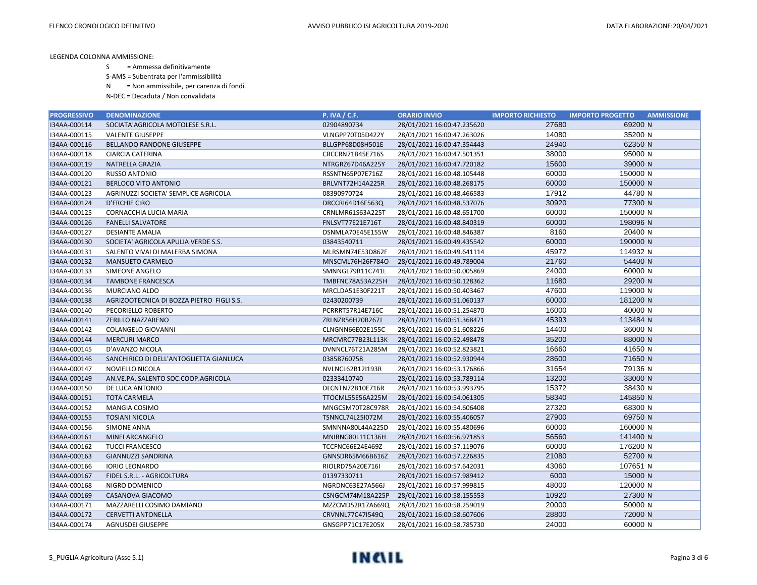LEGENDA COLONNA AMMISSIONE:

S = Ammessa definitivamente

S-AMS = Subentrata per l'ammissibilità

N = Non ammissibile, per carenza di fondi

N-DEC = Decaduta / Non convalidata

| PROGRESSIVO | DENOMINAZIONE | P. IVA / C.F. | ORARIO INVIO | IMPORTO RICHIESTO | IMPORTO PROGETTO | AMMISSIONE |
|---|---|---|---|---|---|---|
| I34AA-000114 | SOCIATA'AGRICOLA MOTOLESE S.R.L. | 02904890734 | 28/01/2021 16:00:47.235620 | 27680 | 69200 | N |
| I34AA-000115 | VALENTE GIUSEPPE | VLNGPP70T05D422Y | 28/01/2021 16:00:47.263026 | 14080 | 35200 | N |
| I34AA-000116 | BELLANDO RANDONE GIUSEPPE | BLLGPP68D08H501E | 28/01/2021 16:00:47.354443 | 24940 | 62350 | N |
| I34AA-000118 | CIARCIA CATERINA | CRCCRN71B45E716S | 28/01/2021 16:00:47.501351 | 38000 | 95000 | N |
| I34AA-000119 | NATRELLA GRAZIA | NTRGRZ67D46A225Y | 28/01/2021 16:00:47.720182 | 15600 | 39000 | N |
| I34AA-000120 | RUSSO ANTONIO | RSSNTN65P07E716Z | 28/01/2021 16:00:48.105448 | 60000 | 150000 | N |
| I34AA-000121 | BERLOCO VITO ANTONIO | BRLVNT72H14A225R | 28/01/2021 16:00:48.268175 | 60000 | 150000 | N |
| I34AA-000123 | AGRINUZZI SOCIETA' SEMPLICE AGRICOLA | 08390970724 | 28/01/2021 16:00:48.466583 | 17912 | 44780 | N |
| I34AA-000124 | D'ERCHIE CIRO | DRCCRI64D16F563Q | 28/01/2021 16:00:48.537076 | 30920 | 77300 | N |
| I34AA-000125 | CORNACCHIA LUCIA MARIA | CRNLMR61S63A225T | 28/01/2021 16:00:48.651700 | 60000 | 150000 | N |
| I34AA-000126 | FANELLI SALVATORE | FNLSVT77E21E716T | 28/01/2021 16:00:48.840319 | 60000 | 198096 | N |
| I34AA-000127 | DESIANTE AMALIA | DSNMLA70E45E155W | 28/01/2021 16:00:48.846387 | 8160 | 20400 | N |
| I34AA-000130 | SOCIETA' AGRICOLA APULIA VERDE S.S. | 03843540711 | 28/01/2021 16:00:49.435542 | 60000 | 190000 | N |
| I34AA-000131 | SALENTO VIVAI DI MALERBA SIMONA | MLRSMN74E53D862F | 28/01/2021 16:00:49.641114 | 45972 | 114932 | N |
| I34AA-000132 | MANSUETO CARMELO | MNSCML76H26F784O | 28/01/2021 16:00:49.789004 | 21760 | 54400 | N |
| I34AA-000133 | SIMEONE ANGELO | SMNNGL79R11C741L | 28/01/2021 16:00:50.005869 | 24000 | 60000 | N |
| I34AA-000134 | TAMBONE FRANCESCA | TMBFNC78A53A225H | 28/01/2021 16:00:50.128362 | 11680 | 29200 | N |
| I34AA-000136 | MURCIANO ALDO | MRCLDA51E30F221T | 28/01/2021 16:00:50.403467 | 47600 | 119000 | N |
| I34AA-000138 | AGRIZOOTECNICA DI BOZZA PIETRO FIGLI S.S. | 02430200739 | 28/01/2021 16:00:51.060137 | 60000 | 181200 | N |
| I34AA-000140 | PECORIELLO ROBERTO | PCRRRT57R14E716C | 28/01/2021 16:00:51.254870 | 16000 | 40000 | N |
| I34AA-000141 | ZERILLO NAZZARENO | ZRLNZR56H20B267J | 28/01/2021 16:00:51.368471 | 45393 | 113484 | N |
| I34AA-000142 | COLANGELO GIOVANNI | CLNGNN66E02E155C | 28/01/2021 16:00:51.608226 | 14400 | 36000 | N |
| I34AA-000144 | MERCURI MARCO | MRCMRC77B23L113K | 28/01/2021 16:00:52.498478 | 35200 | 88000 | N |
| I34AA-000145 | D'AVANZO NICOLA | DVNNCL76T21A285M | 28/01/2021 16:00:52.823821 | 16660 | 41650 | N |
| I34AA-000146 | SANCHIRICO DI DELL'ANTOGLIETTA GIANLUCA | 03858760758 | 28/01/2021 16:00:52.930944 | 28600 | 71650 | N |
| I34AA-000147 | NOVIELLO NICOLA | NVLNCL62B12I193R | 28/01/2021 16:00:53.176866 | 31654 | 79136 | N |
| I34AA-000149 | AN.VE.PA. SALENTO SOC.COOP.AGRICOLA | 02333410740 | 28/01/2021 16:00:53.789114 | 13200 | 33000 | N |
| I34AA-000150 | DE LUCA ANTONIO | DLCNTN72B10E716R | 28/01/2021 16:00:53.993795 | 15372 | 38430 | N |
| I34AA-000151 | TOTA CARMELA | TTOCML55E56A225M | 28/01/2021 16:00:54.061305 | 58340 | 145850 | N |
| I34AA-000152 | MANGIA COSIMO | MNGCSM70T28C978R | 28/01/2021 16:00:54.606408 | 27320 | 68300 | N |
| I34AA-000155 | TOSIANI NICOLA | TSNNCL74L25I072M | 28/01/2021 16:00:55.406057 | 27900 | 69750 | N |
| I34AA-000156 | SIMONE ANNA | SMNNNA80L44A225D | 28/01/2021 16:00:55.480696 | 60000 | 160000 | N |
| I34AA-000161 | MINEI ARCANGELO | MNIRNG80L11C136H | 28/01/2021 16:00:56.971853 | 56560 | 141400 | N |
| I34AA-000162 | TUCCI FRANCESCO | TCCFNC66E24E469Z | 28/01/2021 16:00:57.119076 | 60000 | 176200 | N |
| I34AA-000163 | GIANNUZZI SANDRINA | GNNSDR65M66B616Z | 28/01/2021 16:00:57.226835 | 21080 | 52700 | N |
| I34AA-000166 | IORIO LEONARDO | RIOLRD75A20E716I | 28/01/2021 16:00:57.642031 | 43060 | 107651 | N |
| I34AA-000167 | FIDEL S.R.L. - AGRICOLTURA | 01397330711 | 28/01/2021 16:00:57.989412 | 6000 | 15000 | N |
| I34AA-000168 | NIGRO DOMENICO | NGRDNC63E27A566J | 28/01/2021 16:00:57.999815 | 48000 | 120000 | N |
| I34AA-000169 | CASANOVA GIACOMO | CSNGCM74M18A225P | 28/01/2021 16:00:58.155553 | 10920 | 27300 | N |
| I34AA-000171 | MAZZARELLI COSIMO DAMIANO | MZZCMD52R17A669Q | 28/01/2021 16:00:58.259019 | 20000 | 50000 | N |
| I34AA-000172 | CERVETTI ANTONELLA | CRVNNL77C47I549Q | 28/01/2021 16:00:58.607606 | 28800 | 72000 | N |
| I34AA-000174 | AGNUSDEI GIUSEPPE | GNSGPP71C17E205X | 28/01/2021 16:00:58.785730 | 24000 | 60000 | N |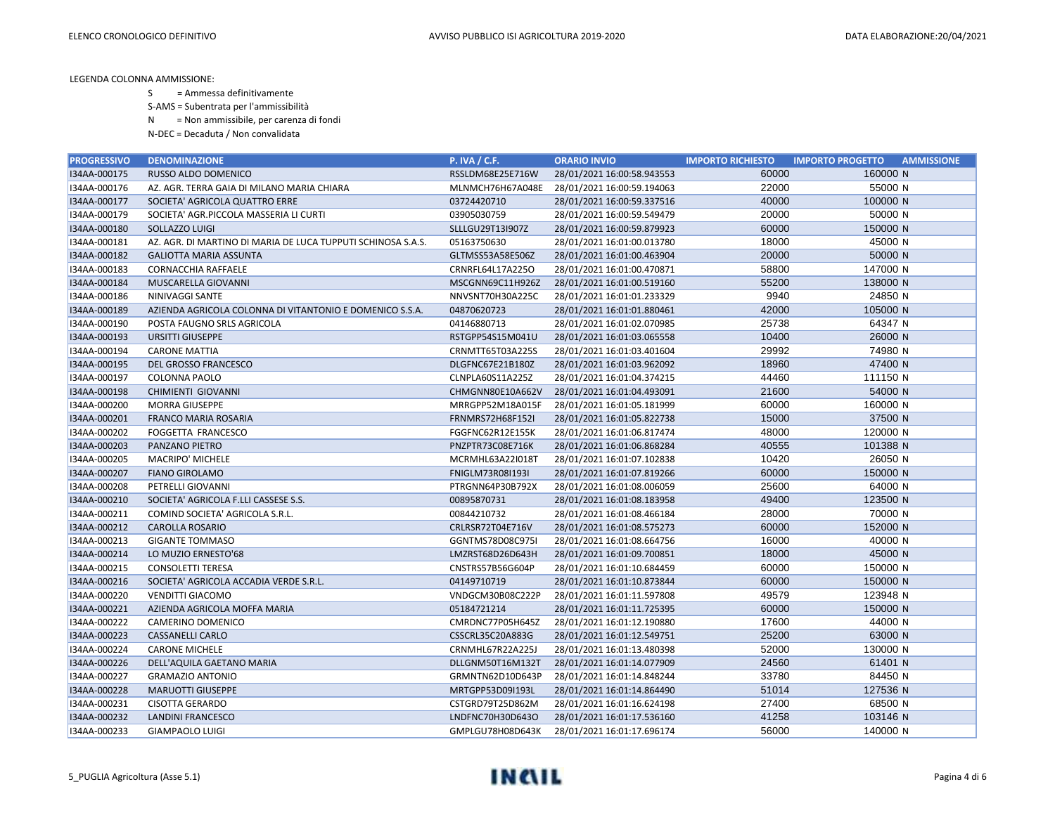LEGENDA COLONNA AMMISSIONE:

- S = Ammessa definitivamente
- S-AMS = Subentrata per l'ammissibilità
- N = Non ammissibile, per carenza di fondi
- N-DEC = Decaduta / Non convalidata

| PROGRESSIVO | DENOMINAZIONE | P. IVA / C.F. | ORARIO INVIO | IMPORTO RICHIESTO | IMPORTO PROGETTO | AMMISSIONE |
|---|---|---|---|---|---|---|
| I34AA-000175 | RUSSO ALDO DOMENICO | RSSLDM68E25E716W | 28/01/2021 16:00:58.943553 | 60000 | 160000 | N |
| I34AA-000176 | AZ. AGR. TERRA GAIA DI MILANO MARIA CHIARA | MLNMCH76H67A048E | 28/01/2021 16:00:59.194063 | 22000 | 55000 | N |
| I34AA-000177 | SOCIETA' AGRICOLA QUATTRO ERRE | 03724420710 | 28/01/2021 16:00:59.337516 | 40000 | 100000 | N |
| I34AA-000179 | SOCIETA' AGR.PICCOLA MASSERIA LI CURTI | 03905030759 | 28/01/2021 16:00:59.549479 | 20000 | 50000 | N |
| I34AA-000180 | SOLLAZZO LUIGI | SLLLGU29T13I907Z | 28/01/2021 16:00:59.879923 | 60000 | 150000 | N |
| I34AA-000181 | AZ. AGR. DI MARTINO DI MARIA DE LUCA TUPPUTI SCHINOSA S.A.S. | 05163750630 | 28/01/2021 16:01:00.013780 | 18000 | 45000 | N |
| I34AA-000182 | GALIOTTA MARIA ASSUNTA | GLTMSS53A58E506Z | 28/01/2021 16:01:00.463904 | 20000 | 50000 | N |
| I34AA-000183 | CORNACCHIA RAFFAELE | CRNRFL64L17A225O | 28/01/2021 16:01:00.470871 | 58800 | 147000 | N |
| I34AA-000184 | MUSCARELLA GIOVANNI | MSCGNN69C11H926Z | 28/01/2021 16:01:00.519160 | 55200 | 138000 | N |
| I34AA-000186 | NINIVAGGI SANTE | NNVSNT70H30A225C | 28/01/2021 16:01:01.233329 | 9940 | 24850 | N |
| I34AA-000189 | AZIENDA AGRICOLA COLONNA DI VITANTONIO E DOMENICO S.S.A. | 04870620723 | 28/01/2021 16:01:01.880461 | 42000 | 105000 | N |
| I34AA-000190 | POSTA FAUGNO SRLS AGRICOLA | 04146880713 | 28/01/2021 16:01:02.070985 | 25738 | 64347 | N |
| I34AA-000193 | URSITTI GIUSEPPE | RSTGPP54S15M041U | 28/01/2021 16:01:03.065558 | 10400 | 26000 | N |
| I34AA-000194 | CARONE MATTIA | CRNMTT65T03A225S | 28/01/2021 16:01:03.401604 | 29992 | 74980 | N |
| I34AA-000195 | DEL GROSSO FRANCESCO | DLGFNC67E21B180Z | 28/01/2021 16:01:03.962092 | 18960 | 47400 | N |
| I34AA-000197 | COLONNA PAOLO | CLNPLA60S11A225Z | 28/01/2021 16:01:04.374215 | 44460 | 111150 | N |
| I34AA-000198 | CHIMIENTI GIOVANNI | CHMGNN80E10A662V | 28/01/2021 16:01:04.493091 | 21600 | 54000 | N |
| I34AA-000200 | MORRA GIUSEPPE | MRRGPP52M18A015F | 28/01/2021 16:01:05.181999 | 60000 | 160000 | N |
| I34AA-000201 | FRANCO MARIA ROSARIA | FRNMRS72H68F152I | 28/01/2021 16:01:05.822738 | 15000 | 37500 | N |
| I34AA-000202 | FOGGETTA FRANCESCO | FGGFNC62R12E155K | 28/01/2021 16:01:06.817474 | 48000 | 120000 | N |
| I34AA-000203 | PANZANO PIETRO | PNZPTR73C08E716K | 28/01/2021 16:01:06.868284 | 40555 | 101388 | N |
| I34AA-000205 | MACRIPO' MICHELE | MCRMHL63A22I018T | 28/01/2021 16:01:07.102838 | 10420 | 26050 | N |
| I34AA-000207 | FIANO GIROLAMO | FNIGLM73R08I193I | 28/01/2021 16:01:07.819266 | 60000 | 150000 | N |
| I34AA-000208 | PETRELLI GIOVANNI | PTRGNN64P30B792X | 28/01/2021 16:01:08.006059 | 25600 | 64000 | N |
| I34AA-000210 | SOCIETA' AGRICOLA F.LLI CASSESE S.S. | 00895870731 | 28/01/2021 16:01:08.183958 | 49400 | 123500 | N |
| I34AA-000211 | COMIND SOCIETA' AGRICOLA S.R.L. | 00844210732 | 28/01/2021 16:01:08.466184 | 28000 | 70000 | N |
| I34AA-000212 | CAROLLA ROSARIO | CRLRSR72T04E716V | 28/01/2021 16:01:08.575273 | 60000 | 152000 | N |
| I34AA-000213 | GIGANTE TOMMASO | GGNTMS78D08C975I | 28/01/2021 16:01:08.664756 | 16000 | 40000 | N |
| I34AA-000214 | LO MUZIO ERNESTO'68 | LMZRST68D26D643H | 28/01/2021 16:01:09.700851 | 18000 | 45000 | N |
| I34AA-000215 | CONSOLETTI TERESA | CNSTRS57B56G604P | 28/01/2021 16:01:10.684459 | 60000 | 150000 | N |
| I34AA-000216 | SOCIETA' AGRICOLA ACCADIA VERDE S.R.L. | 04149710719 | 28/01/2021 16:01:10.873844 | 60000 | 150000 | N |
| I34AA-000220 | VENDITTI GIACOMO | VNDGCM30B08C222P | 28/01/2021 16:01:11.597808 | 49579 | 123948 | N |
| I34AA-000221 | AZIENDA AGRICOLA MOFFA MARIA | 05184721214 | 28/01/2021 16:01:11.725395 | 60000 | 150000 | N |
| I34AA-000222 | CAMERINO DOMENICO | CMRDNC77P05H645Z | 28/01/2021 16:01:12.190880 | 17600 | 44000 | N |
| I34AA-000223 | CASSANELLI CARLO | CSSCRL35C20A883G | 28/01/2021 16:01:12.549751 | 25200 | 63000 | N |
| I34AA-000224 | CARONE MICHELE | CRNMHL67R22A225J | 28/01/2021 16:01:13.480398 | 52000 | 130000 | N |
| I34AA-000226 | DELL'AQUILA GAETANO MARIA | DLLGNM50T16M132T | 28/01/2021 16:01:14.077909 | 24560 | 61401 | N |
| I34AA-000227 | GRAMAZIO ANTONIO | GRMNTN62D10D643P | 28/01/2021 16:01:14.848244 | 33780 | 84450 | N |
| I34AA-000228 | MARUOTTI GIUSEPPE | MRTGPP53D09I193L | 28/01/2021 16:01:14.864490 | 51014 | 127536 | N |
| I34AA-000231 | CISOTTA GERARDO | CSTGRD79T25D862M | 28/01/2021 16:01:16.624198 | 27400 | 68500 | N |
| I34AA-000232 | LANDINI FRANCESCO | LNDFNC70H30D643O | 28/01/2021 16:01:17.536160 | 41258 | 103146 | N |
| I34AA-000233 | GIAMPAOLO LUIGI | GMPLGU78H08D643K | 28/01/2021 16:01:17.696174 | 56000 | 140000 | N |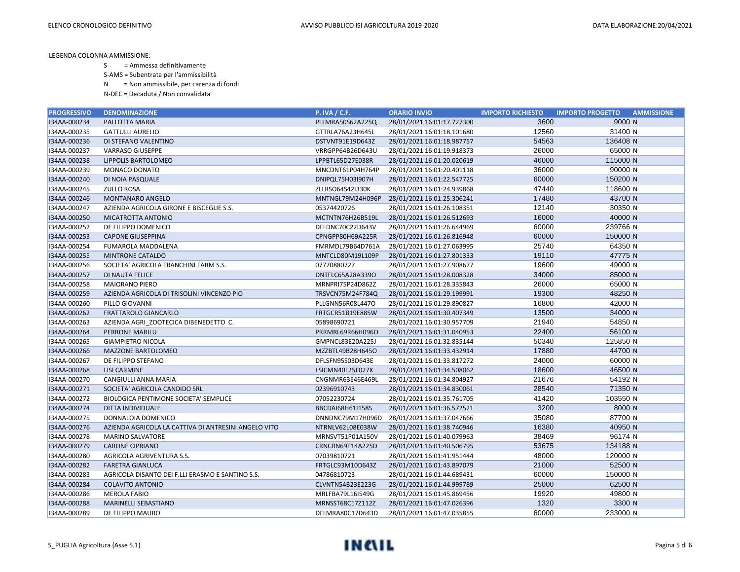LEGENDA COLONNA AMMISSIONE:

S = Ammessa definitivamente

S-AMS = Subentrata per l'ammissibilità

N = Non ammissibile, per carenza di fondi

N-DEC = Decaduta / Non convalidata

| PROGRESSIVO | DENOMINAZIONE | P. IVA / C.F. | ORARIO INVIO | IMPORTO RICHIESTO | IMPORTO PROGETTO | AMMISSIONE |
|---|---|---|---|---|---|---|
| I34AA-000234 | PALLOTTA MARIA | PLLMRA50S62A225Q | 28/01/2021 16:01:17.727300 | 3600 | 9000 | N |
| I34AA-000235 | GATTULLI AURELIO | GTTRLA76A23H645L | 28/01/2021 16:01:18.101680 | 12560 | 31400 | N |
| I34AA-000236 | DI STEFANO VALENTINO | DSTVNT91E19D643Z | 28/01/2021 16:01:18.987757 | 54563 | 136408 | N |
| I34AA-000237 | VARRASO GIUSEPPE | VRRGPP64B26D643U | 28/01/2021 16:01:19.918373 | 26000 | 65000 | N |
| I34AA-000238 | LIPPOLIS BARTOLOMEO | LPPBTL65D27E038R | 28/01/2021 16:01:20.020619 | 46000 | 115000 | N |
| I34AA-000239 | MONACO DONATO | MNCDNT61P04H764P | 28/01/2021 16:01:20.401118 | 36000 | 90000 | N |
| I34AA-000240 | DI NOIA PASQUALE | DNIPQL75H03I907H | 28/01/2021 16:01:22.547725 | 60000 | 150200 | N |
| I34AA-000245 | ZULLO ROSA | ZLLRSO64S42I330K | 28/01/2021 16:01:24.939868 | 47440 | 118600 | N |
| I34AA-000246 | MONTANARO ANGELO | MNTNGL79M24H096P | 28/01/2021 16:01:25.306241 | 17480 | 43700 | N |
| I34AA-000247 | AZIENDA AGRICOLA GIRONE E BISCEGLIE S.S. | 05374420726 | 28/01/2021 16:01:26.108351 | 12140 | 30350 | N |
| I34AA-000250 | MICATROTTA ANTONIO | MCTNTN76H26B519L | 28/01/2021 16:01:26.512693 | 16000 | 40000 | N |
| I34AA-000252 | DE FILIPPO DOMENICO | DFLDNC70C22D643V | 28/01/2021 16:01:26.644969 | 60000 | 239766 | N |
| I34AA-000253 | CAPONE GIUSEPPINA | CPNGPP80H69A225R | 28/01/2021 16:01:26.816948 | 60000 | 150000 | N |
| I34AA-000254 | FUMAROLA MADDALENA | FMRMDL79B64D761A | 28/01/2021 16:01:27.063995 | 25740 | 64350 | N |
| I34AA-000255 | MINTRONE CATALDO | MNTCLD80M19L109P | 28/01/2021 16:01:27.801333 | 19110 | 47775 | N |
| I34AA-000256 | SOCIETA' AGRICOLA FRANCHINI FARM S.S. | 07770880727 | 28/01/2021 16:01:27.908677 | 19600 | 49000 | N |
| I34AA-000257 | DI NAUTA FELICE | DNTFLC65A28A339O | 28/01/2021 16:01:28.008328 | 34000 | 85000 | N |
| I34AA-000258 | MAIORANO PIERO | MRNPRI75P24D862Z | 28/01/2021 16:01:28.335843 | 26000 | 65000 | N |
| I34AA-000259 | AZIENDA AGRICOLA DI TRISOLINI VINCENZO PIO | TRSVCN75M24F784Q | 28/01/2021 16:01:29.199991 | 19300 | 48250 | N |
| I34AA-000260 | PILLO GIOVANNI | PLLGNN56R08L447O | 28/01/2021 16:01:29.890827 | 16800 | 42000 | N |
| I34AA-000262 | FRATTAROLO GIANCARLO | FRTGCR51B19E885W | 28/01/2021 16:01:30.407349 | 13500 | 34000 | N |
| I34AA-000263 | AZIENDA AGRI_ZOOTECICA DIBENEDETTO C. | 05898690721 | 28/01/2021 16:01:30.957709 | 21940 | 54850 | N |
| I34AA-000264 | PERRONE MARILU | PRRMRL69R66H096O | 28/01/2021 16:01:31.040953 | 22400 | 56100 | N |
| I34AA-000265 | GIAMPIETRO NICOLA | GMPNCL83E20A225J | 28/01/2021 16:01:32.835144 | 50340 | 125850 | N |
| I34AA-000266 | MAZZONE BARTOLOMEO | MZZBTL49B28H645O | 28/01/2021 16:01:33.432914 | 17880 | 44700 | N |
| I34AA-000267 | DE FILIPPO STEFANO | DFLSFN95S03D643E | 28/01/2021 16:01:33.817272 | 24000 | 60000 | N |
| I34AA-000268 | LISI CARMINE | LSICMN40L25F027X | 28/01/2021 16:01:34.508062 | 18600 | 46500 | N |
| I34AA-000270 | CANGIULLI ANNA MARIA | CNGNMR63E46E469L | 28/01/2021 16:01:34.804927 | 21676 | 54192 | N |
| I34AA-000271 | SOCIETA' AGRICOLA CANDIDO SRL | 02396910743 | 28/01/2021 16:01:34.830061 | 28540 | 71350 | N |
| I34AA-000272 | BIOLOGICA PENTIMONE SOCIETA' SEMPLICE | 07052230724 | 28/01/2021 16:01:35.761705 | 41420 | 103550 | N |
| I34AA-000274 | DITTA INDIVIDUALE | BBCDAI68H61I158S | 28/01/2021 16:01:36.572521 | 3200 | 8000 | N |
| I34AA-000275 | DONNALOIA DOMENICO | DNNDNC79M17H096D | 28/01/2021 16:01:37.047666 | 35080 | 87700 | N |
| I34AA-000276 | AZIENDA AGRICOLA LA CATTIVA DI ANTRESINI ANGELO VITO | NTRNLV62L08E038W | 28/01/2021 16:01:38.740946 | 16380 | 40950 | N |
| I34AA-000278 | MARINO SALVATORE | MRNSVT51P01A150V | 28/01/2021 16:01:40.079963 | 38469 | 96174 | N |
| I34AA-000279 | CARONE CIPRIANO | CRNCRN69T14A225D | 28/01/2021 16:01:40.506795 | 53675 | 134188 | N |
| I34AA-000280 | AGRICOLA AGRIVENTURA S.S. | 07039810721 | 28/01/2021 16:01:41.951444 | 48000 | 120000 | N |
| I34AA-000282 | FARETRA GIANLUCA | FRTGLC93M10D643Z | 28/01/2021 16:01:43.897079 | 21000 | 52500 | N |
| I34AA-000283 | AGRICOLA DISANTO DEI F.LLI ERASMO E SANTINO S.S. | 04786810723 | 28/01/2021 16:01:44.689431 | 60000 | 150000 | N |
| I34AA-000284 | COLAVITO ANTONIO | CLVNTN54B23E223G | 28/01/2021 16:01:44.999789 | 25000 | 62500 | N |
| I34AA-000286 | MEROLA FABIO | MRLFBA79L16I549G | 28/01/2021 16:01:45.869456 | 19920 | 49800 | N |
| I34AA-000288 | MARINELLI SEBASTIANO | MRNSST68C17Z112Z | 28/01/2021 16:01:47.026396 | 1320 | 3300 | N |
| I34AA-000289 | DE FILIPPO MAURO | DFLMRA80C17D643D | 28/01/2021 16:01:47.035855 | 60000 | 233000 | N |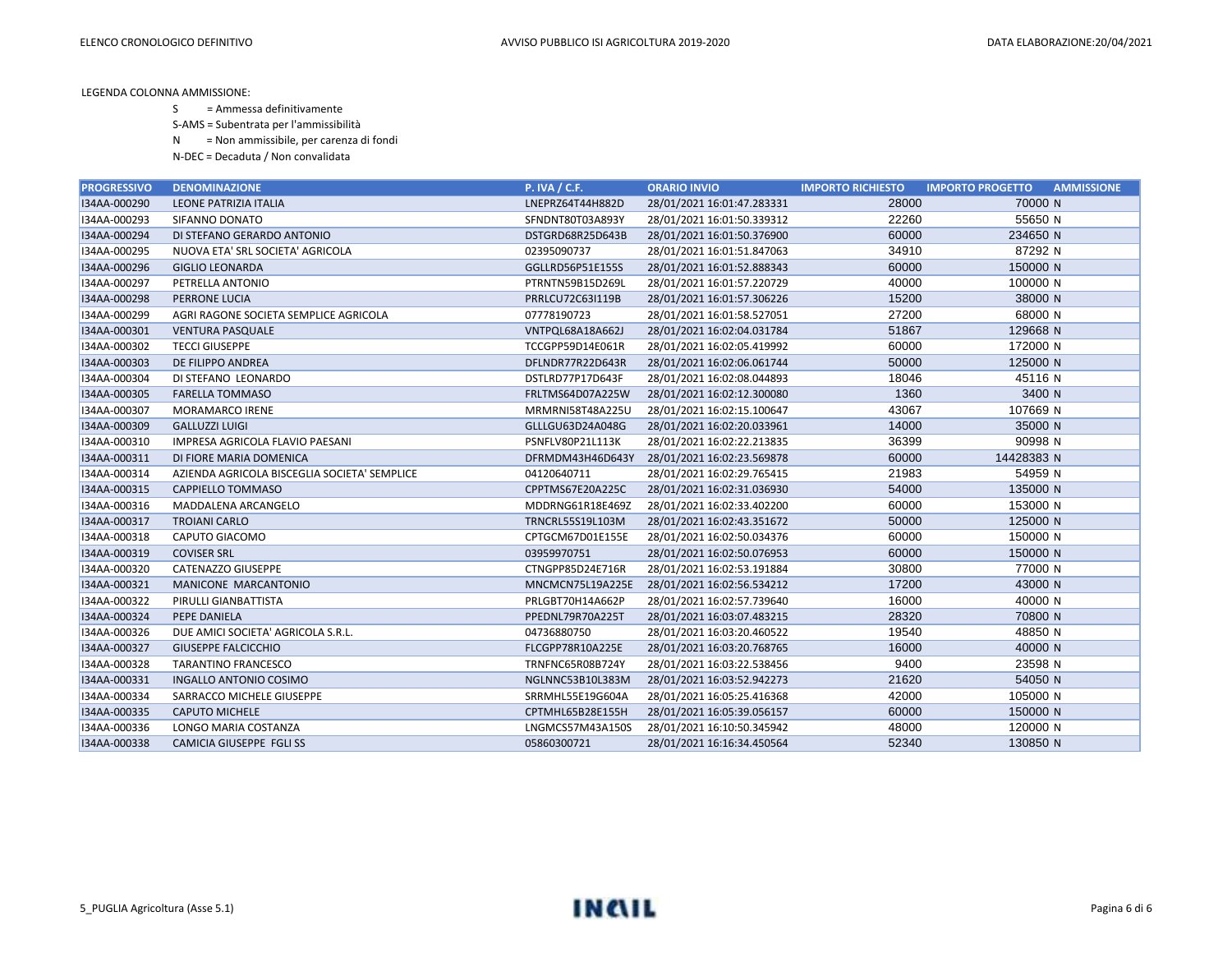LEGENDA COLONNA AMMISSIONE:

- S = Ammessa definitivamente
- S-AMS = Subentrata per l'ammissibilità
- N = Non ammissibile, per carenza di fondi
- N-DEC = Decaduta / Non convalidata

| PROGRESSIVO | DENOMINAZIONE | P. IVA / C.F. | ORARIO INVIO | IMPORTO RICHIESTO | IMPORTO PROGETTO | AMMISSIONE |
|---|---|---|---|---|---|---|
| I34AA-000290 | LEONE PATRIZIA ITALIA | LNEPRZ64T44H882D | 28/01/2021 16:01:47.283331 | 28000 | 70000 | N |
| I34AA-000293 | SIFANNO DONATO | SFNDNT80T03A893Y | 28/01/2021 16:01:50.339312 | 22260 | 55650 | N |
| I34AA-000294 | DI STEFANO GERARDO ANTONIO | DSTGRD68R25D643B | 28/01/2021 16:01:50.376900 | 60000 | 234650 | N |
| I34AA-000295 | NUOVA ETA' SRL SOCIETA' AGRICOLA | 02395090737 | 28/01/2021 16:01:51.847063 | 34910 | 87292 | N |
| I34AA-000296 | GIGLIO LEONARDA | GGLLRD56P51E155S | 28/01/2021 16:01:52.888343 | 60000 | 150000 | N |
| I34AA-000297 | PETRELLA ANTONIO | PTRNTN59B15D269L | 28/01/2021 16:01:57.220729 | 40000 | 100000 | N |
| I34AA-000298 | PERRONE LUCIA | PRRLCU72C63I119B | 28/01/2021 16:01:57.306226 | 15200 | 38000 | N |
| I34AA-000299 | AGRI RAGONE SOCIETA SEMPLICE AGRICOLA | 07778190723 | 28/01/2021 16:01:58.527051 | 27200 | 68000 | N |
| I34AA-000301 | VENTURA PASQUALE | VNTPQL68A18A662J | 28/01/2021 16:02:04.031784 | 51867 | 129668 | N |
| I34AA-000302 | TECCI GIUSEPPE | TCCGPP59D14E061R | 28/01/2021 16:02:05.419992 | 60000 | 172000 | N |
| I34AA-000303 | DE FILIPPO ANDREA | DFLNDR77R22D643R | 28/01/2021 16:02:06.061744 | 50000 | 125000 | N |
| I34AA-000304 | DI STEFANO LEONARDO | DSTLRD77P17D643F | 28/01/2021 16:02:08.044893 | 18046 | 45116 | N |
| I34AA-000305 | FARELLA TOMMASO | FRLTMS64D07A225W | 28/01/2021 16:02:12.300080 | 1360 | 3400 | N |
| I34AA-000307 | MORAMARCO IRENE | MRMRNI58T48A225U | 28/01/2021 16:02:15.100647 | 43067 | 107669 | N |
| I34AA-000309 | GALLUZZI LUIGI | GLLLGU63D24A048G | 28/01/2021 16:02:20.033961 | 14000 | 35000 | N |
| I34AA-000310 | IMPRESA AGRICOLA FLAVIO PAESANI | PSNFLV80P21L113K | 28/01/2021 16:02:22.213835 | 36399 | 90998 | N |
| I34AA-000311 | DI FIORE MARIA DOMENICA | DFRMDM43H46D643Y | 28/01/2021 16:02:23.569878 | 60000 | 14428383 | N |
| I34AA-000314 | AZIENDA AGRICOLA BISCEGLIA SOCIETA' SEMPLICE | 04120640711 | 28/01/2021 16:02:29.765415 | 21983 | 54959 | N |
| I34AA-000315 | CAPPIELLO TOMMASO | CPPTMS67E20A225C | 28/01/2021 16:02:31.036930 | 54000 | 135000 | N |
| I34AA-000316 | MADDALENA ARCANGELO | MDDRNG61R18E469Z | 28/01/2021 16:02:33.402200 | 60000 | 153000 | N |
| I34AA-000317 | TROIANI CARLO | TRNCRL55S19L103M | 28/01/2021 16:02:43.351672 | 50000 | 125000 | N |
| I34AA-000318 | CAPUTO GIACOMO | CPTGCM67D01E155E | 28/01/2021 16:02:50.034376 | 60000 | 150000 | N |
| I34AA-000319 | COVISER SRL | 03959970751 | 28/01/2021 16:02:50.076953 | 60000 | 150000 | N |
| I34AA-000320 | CATENAZZO GIUSEPPE | CTNGPP85D24E716R | 28/01/2021 16:02:53.191884 | 30800 | 77000 | N |
| I34AA-000321 | MANICONE MARCANTONIO | MNCMCN75L19A225E | 28/01/2021 16:02:56.534212 | 17200 | 43000 | N |
| I34AA-000322 | PIRULLI GIANBATTISTA | PRLGBT70H14A662P | 28/01/2021 16:02:57.739640 | 16000 | 40000 | N |
| I34AA-000324 | PEPE DANIELA | PPEDNL79R70A225T | 28/01/2021 16:03:07.483215 | 28320 | 70800 | N |
| I34AA-000326 | DUE AMICI SOCIETA' AGRICOLA S.R.L. | 04736880750 | 28/01/2021 16:03:20.460522 | 19540 | 48850 | N |
| I34AA-000327 | GIUSEPPE FALCICCHIO | FLCGPP78R10A225E | 28/01/2021 16:03:20.768765 | 16000 | 40000 | N |
| I34AA-000328 | TARANTINO FRANCESCO | TRNFNC65R08B724Y | 28/01/2021 16:03:22.538456 | 9400 | 23598 | N |
| I34AA-000331 | INGALLO ANTONIO COSIMO | NGLNNC53B10L383M | 28/01/2021 16:03:52.942273 | 21620 | 54050 | N |
| I34AA-000334 | SARRACCO MICHELE GIUSEPPE | SRRMHL55E19G604A | 28/01/2021 16:05:25.416368 | 42000 | 105000 | N |
| I34AA-000335 | CAPUTO MICHELE | CPTMHL65B28E155H | 28/01/2021 16:05:39.056157 | 60000 | 150000 | N |
| I34AA-000336 | LONGO MARIA COSTANZA | LNGMCS57M43A150S | 28/01/2021 16:10:50.345942 | 48000 | 120000 | N |
| I34AA-000338 | CAMICIA GIUSEPPE FGLI SS | 05860300721 | 28/01/2021 16:16:34.450564 | 52340 | 130850 | N |